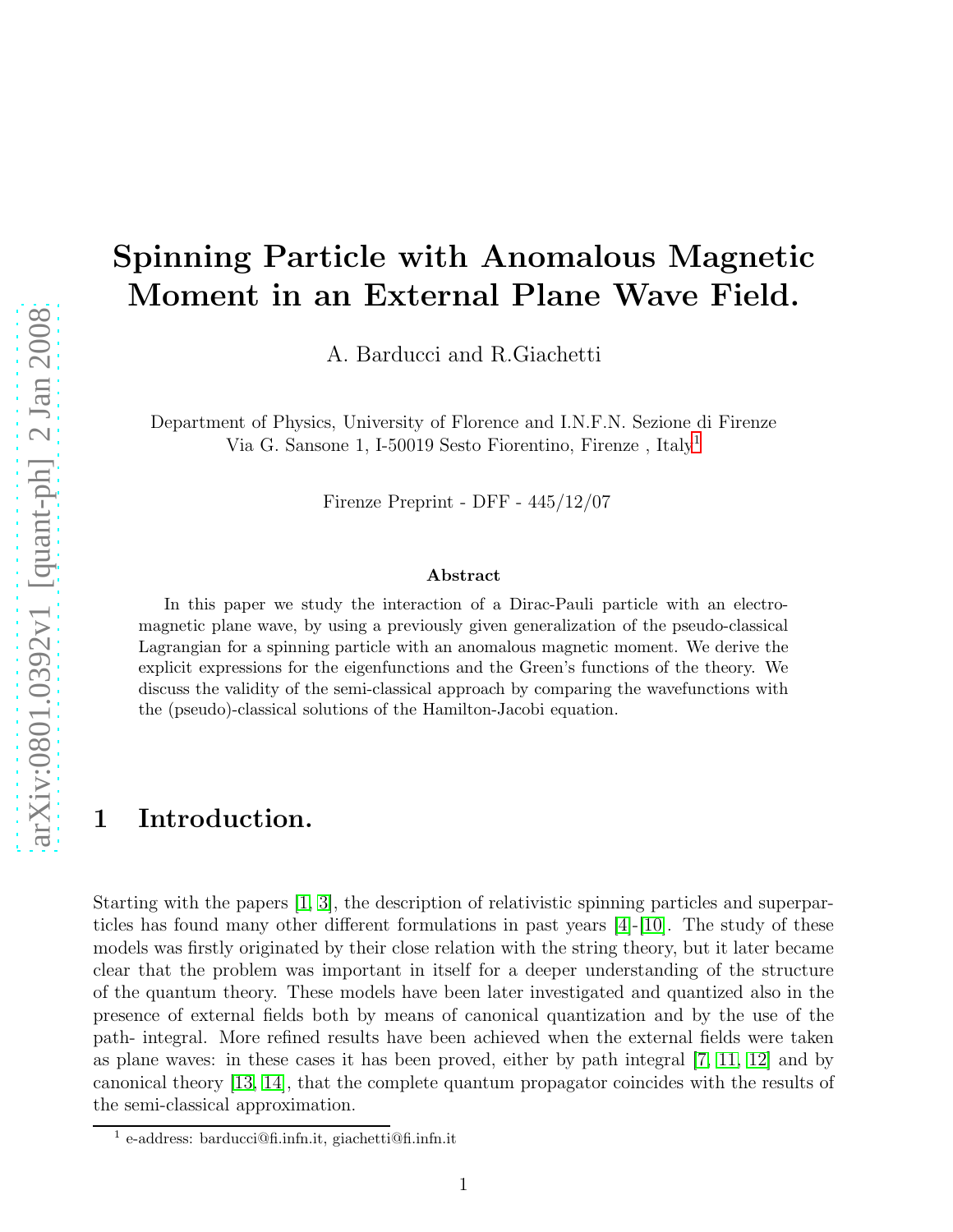# Spinning Particle with Anomalous Magnetic Moment in an External Plane Wave Field.

A. Barducci and R.Giachetti

Department of Physics, University of Florence and I.N.F.N. Sezione di Firenze
Via G. Sansone 1, I-50019 Sesto Fiorentino, Firenze , Italy[1]

Firenze Preprint - DFF - 445/12/07

### Abstract

In this paper we study the interaction of a Dirac-Pauli particle with an electromagnetic plane wave, by using a previously given generalization of the pseudo-classical Lagrangian for a spinning particle with an anomalous magnetic moment. We derive the explicit expressions for the eigenfunctions and the Green's functions of the theory. We discuss the validity of the semi-classical approach by comparing the wavefunctions with the (pseudo)-classical solutions of the Hamilton-Jacobi equation.

## 1 Introduction.

Starting with the papers [1, 3], the description of relativistic spinning particles and superparticles has found many other different formulations in past years [4]-[10]. The study of these models was firstly originated by their close relation with the string theory, but it later became clear that the problem was important in itself for a deeper understanding of the structure of the quantum theory. These models have been later investigated and quantized also in the presence of external fields both by means of canonical quantization and by the use of the path- integral. More refined results have been achieved when the external fields were taken as plane waves: in these cases it has been proved, either by path integral [7, 11, 12] and by canonical theory [13, 14], that the complete quantum propagator coincides with the results of the semi-classical approximation.

[1] e-address: barducci@fi.infn.it, giachetti@fi.infn.it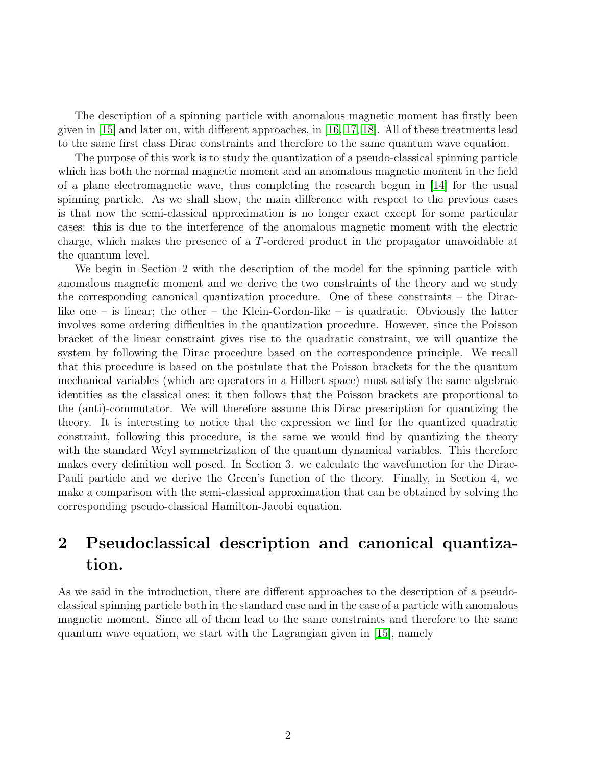The description of a spinning particle with anomalous magnetic moment has firstly been given in [15] and later on, with different approaches, in [16, 17, 18]. All of these treatments lead to the same first class Dirac constraints and therefore to the same quantum wave equation.

The purpose of this work is to study the quantization of a pseudo-classical spinning particle which has both the normal magnetic moment and an anomalous magnetic moment in the field of a plane electromagnetic wave, thus completing the research begun in [14] for the usual spinning particle. As we shall show, the main difference with respect to the previous cases is that now the semi-classical approximation is no longer exact except for some particular cases: this is due to the interference of the anomalous magnetic moment with the electric charge, which makes the presence of a $T$-ordered product in the propagator unavoidable at the quantum level.

We begin in Section 2 with the description of the model for the spinning particle with anomalous magnetic moment and we derive the two constraints of the theory and we study the corresponding canonical quantization procedure. One of these constraints – the Dirac-like one – is linear; the other – the Klein-Gordon-like – is quadratic. Obviously the latter involves some ordering difficulties in the quantization procedure. However, since the Poisson bracket of the linear constraint gives rise to the quadratic constraint, we will quantize the system by following the Dirac procedure based on the correspondence principle. We recall that this procedure is based on the postulate that the Poisson brackets for the the quantum mechanical variables (which are operators in a Hilbert space) must satisfy the same algebraic identities as the classical ones; it then follows that the Poisson brackets are proportional to the (anti)-commutator. We will therefore assume this Dirac prescription for quantizing the theory. It is interesting to notice that the expression we find for the quantized quadratic constraint, following this procedure, is the same we would find by quantizing the theory with the standard Weyl symmetrization of the quantum dynamical variables. This therefore makes every definition well posed. In Section 3. we calculate the wavefunction for the Dirac-Pauli particle and we derive the Green's function of the theory. Finally, in Section 4, we make a comparison with the semi-classical approximation that can be obtained by solving the corresponding pseudo-classical Hamilton-Jacobi equation.

## 2 Pseudoclassical description and canonical quantization.

As we said in the introduction, there are different approaches to the description of a pseudo-classical spinning particle both in the standard case and in the case of a particle with anomalous magnetic moment. Since all of them lead to the same constraints and therefore to the same quantum wave equation, we start with the Lagrangian given in [15], namely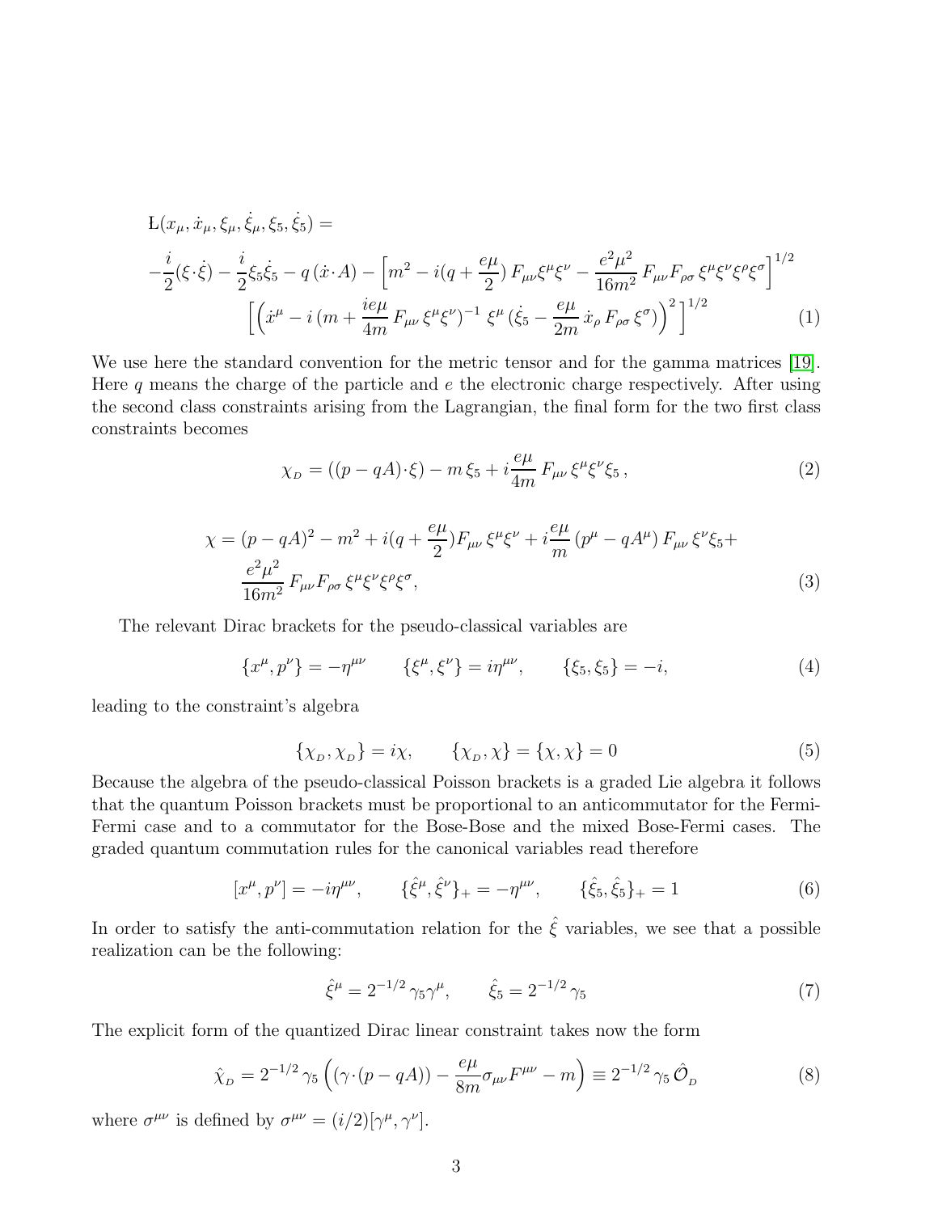$$
\begin{aligned}
&\mathrm{L}(x_\mu, \dot{x}_\mu, \xi_\mu, \dot{\xi}_\mu, \xi_5, \dot{\xi}_5) = \\
&-\frac{i}{2}(\xi\cdot\dot{\xi}) - \frac{i}{2}\xi_5\dot{\xi}_5 - q\,(\dot{x}\cdot A) - \left[m^2 - i(q + \frac{e\mu}{2})\,F_{\mu\nu}\xi^\mu\xi^\nu - \frac{e^2\mu^2}{16m^2}\,F_{\mu\nu}F_{\rho\sigma}\,\xi^\mu\xi^\nu\xi^\rho\xi^\sigma\right]^{1/2} \\
&\qquad \left[\left(\dot{x}^\mu - i\,(m + \frac{ie\mu}{4m}\,F_{\mu\nu}\,\xi^\mu\xi^\nu)^{-1}\,\xi^\mu\,(\dot{\xi}_5 - \frac{e\mu}{2m}\,\dot{x}_\rho\,F_{\rho\sigma}\,\xi^\sigma)\right)^2\,\right]^{1/2}
\end{aligned}
\tag{1}
$$

We use here the standard convention for the metric tensor and for the gamma matrices [19]. Here $q$ means the charge of the particle and $e$ the electronic charge respectively. After using the second class constraints arising from the Lagrangian, the final form for the two first class constraints becomes

$$
\chi_{_D} = ((p - qA)\cdot\xi) - m\,\xi_5 + i\frac{e\mu}{4m}\,F_{\mu\nu}\,\xi^\mu\xi^\nu\xi_5\,, \tag{2}
$$

$$
\begin{aligned}
\chi = &(p - qA)^2 - m^2 + i(q + \frac{e\mu}{2})F_{\mu\nu}\,\xi^\mu\xi^\nu + i\frac{e\mu}{m}\,(p^\mu - qA^\mu)\,F_{\mu\nu}\,\xi^\nu\xi_5 + \\
&\frac{e^2\mu^2}{16m^2}\,F_{\mu\nu}F_{\rho\sigma}\,\xi^\mu\xi^\nu\xi^\rho\xi^\sigma,
\end{aligned}
\tag{3}
$$

The relevant Dirac brackets for the pseudo-classical variables are

$$
\{x^\mu, p^\nu\} = -\eta^{\mu\nu} \qquad \{\xi^\mu, \xi^\nu\} = i\eta^{\mu\nu}, \qquad \{\xi_5, \xi_5\} = -i, \tag{4}
$$

leading to the constraint's algebra

$$
\{\chi_{_D}, \chi_{_D}\} = i\chi, \qquad \{\chi_{_D}, \chi\} = \{\chi, \chi\} = 0 \tag{5}
$$

Because the algebra of the pseudo-classical Poisson brackets is a graded Lie algebra it follows that the quantum Poisson brackets must be proportional to an anticommutator for the Fermi-Fermi case and to a commutator for the Bose-Bose and the mixed Bose-Fermi cases. The graded quantum commutation rules for the canonical variables read therefore

$$
[x^\mu, p^\nu] = -i\eta^{\mu\nu}, \qquad \{\hat{\xi}^\mu, \hat{\xi}^\nu\}_+ = -\eta^{\mu\nu}, \qquad \{\hat{\xi}_5, \hat{\xi}_5\}_+ = 1 \tag{6}
$$

In order to satisfy the anti-commutation relation for the $\hat{\xi}$ variables, we see that a possible realization can be the following:

$$
\hat{\xi}^\mu = 2^{-1/2}\,\gamma_5\gamma^\mu, \qquad \hat{\xi}_5 = 2^{-1/2}\,\gamma_5 \tag{7}
$$

The explicit form of the quantized Dirac linear constraint takes now the form

$$
\hat{\chi}_{_D} = 2^{-1/2}\,\gamma_5\left((\gamma\cdot(p - qA)) - \frac{e\mu}{8m}\sigma_{\mu\nu}F^{\mu\nu} - m\right) \equiv 2^{-1/2}\,\gamma_5\,\hat{\mathcal{O}}_{_D} \tag{8}
$$

where $\sigma^{\mu\nu}$ is defined by $\sigma^{\mu\nu} = (i/2)[\gamma^\mu, \gamma^\nu]$.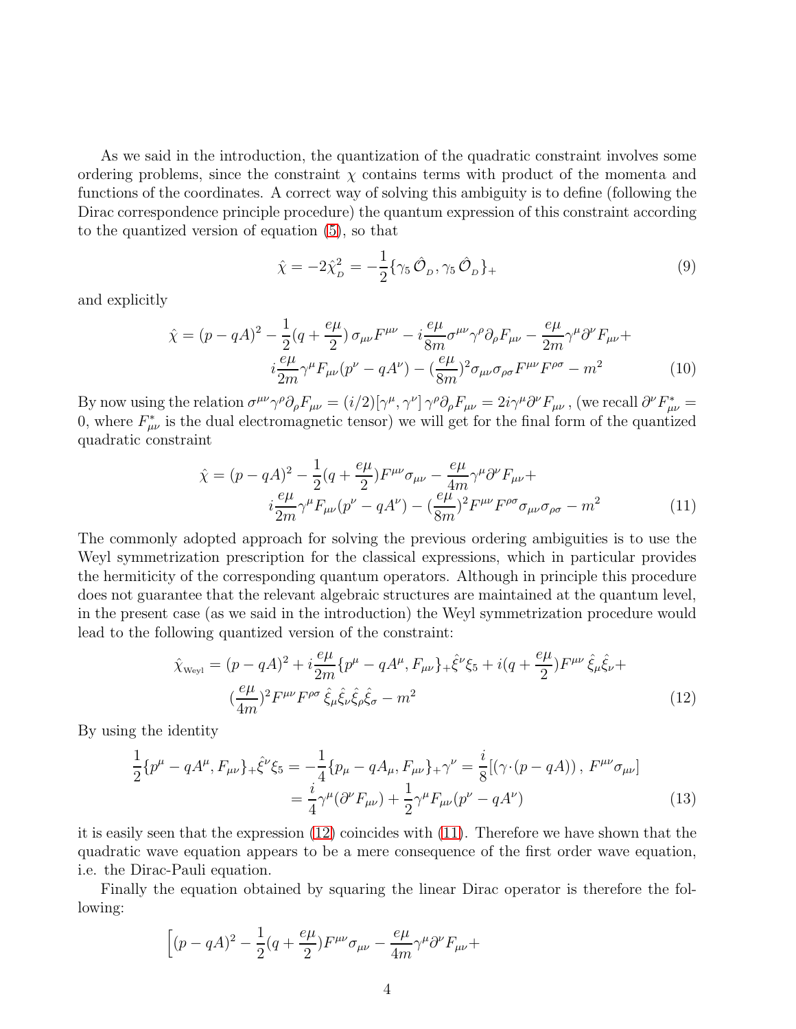As we said in the introduction, the quantization of the quadratic constraint involves some ordering problems, since the constraint $\chi$ contains terms with product of the momenta and functions of the coordinates. A correct way of solving this ambiguity is to define (following the Dirac correspondence principle procedure) the quantum expression of this constraint according to the quantized version of equation (5), so that

$$\hat{\chi} = -2\hat{\chi}_{_D}^2 = -\frac{1}{2}\{\gamma_5\,\hat{\mathcal{O}}_{_D}, \gamma_5\,\hat{\mathcal{O}}_{_D}\}_+ \tag{9}$$

and explicitly

$$\hat{\chi} = (p-qA)^2 - \frac{1}{2}(q+\frac{e\mu}{2})\,\sigma_{\mu\nu}F^{\mu\nu} - i\frac{e\mu}{8m}\sigma^{\mu\nu}\gamma^\rho\partial_\rho F_{\mu\nu} - \frac{e\mu}{2m}\gamma^\mu\partial^\nu F_{\mu\nu} + \\ i\frac{e\mu}{2m}\gamma^\mu F_{\mu\nu}(p^\nu - qA^\nu) - (\frac{e\mu}{8m})^2\sigma_{\mu\nu}\sigma_{\rho\sigma}F^{\mu\nu}F^{\rho\sigma} - m^2 \tag{10}$$

By now using the relation $\sigma^{\mu\nu}\gamma^\rho\partial_\rho F_{\mu\nu} = (i/2)[\gamma^\mu, \gamma^\nu]\,\gamma^\rho\partial_\rho F_{\mu\nu} = 2i\gamma^\mu\partial^\nu F_{\mu\nu}$, (we recall $\partial^\nu F^*_{\mu\nu} = 0$, where $F^*_{\mu\nu}$ is the dual electromagnetic tensor) we will get for the final form of the quantized quadratic constraint

$$\hat{\chi} = (p-qA)^2 - \frac{1}{2}(q+\frac{e\mu}{2})F^{\mu\nu}\sigma_{\mu\nu} - \frac{e\mu}{4m}\gamma^\mu\partial^\nu F_{\mu\nu} + \\ i\frac{e\mu}{2m}\gamma^\mu F_{\mu\nu}(p^\nu - qA^\nu) - (\frac{e\mu}{8m})^2 F^{\mu\nu}F^{\rho\sigma}\sigma_{\mu\nu}\sigma_{\rho\sigma} - m^2 \tag{11}$$

The commonly adopted approach for solving the previous ordering ambiguities is to use the Weyl symmetrization prescription for the classical expressions, which in particular provides the hermiticity of the corresponding quantum operators. Although in principle this procedure does not guarantee that the relevant algebraic structures are maintained at the quantum level, in the present case (as we said in the introduction) the Weyl symmetrization procedure would lead to the following quantized version of the constraint:

$$\hat{\chi}_{_{\rm Weyl}} = (p-qA)^2 + i\frac{e\mu}{2m}\{p^\mu - qA^\mu, F_{\mu\nu}\}_+\hat{\xi}^\nu\xi_5 + i(q+\frac{e\mu}{2})F^{\mu\nu}\,\hat{\xi}_\mu\hat{\xi}_\nu + \\ (\frac{e\mu}{4m})^2 F^{\mu\nu}F^{\rho\sigma}\,\hat{\xi}_\mu\hat{\xi}_\nu\hat{\xi}_\rho\hat{\xi}_\sigma - m^2 \tag{12}$$

By using the identity

$$\frac{1}{2}\{p^\mu - qA^\mu, F_{\mu\nu}\}_+\hat{\xi}^\nu\xi_5 = -\frac{1}{4}\{p_\mu - qA_\mu, F_{\mu\nu}\}_+\gamma^\nu = \frac{i}{8}[(\gamma\cdot(p-qA))\,,\,F^{\mu\nu}\sigma_{\mu\nu}] \\ = \frac{i}{4}\gamma^\mu(\partial^\nu F_{\mu\nu}) + \frac{1}{2}\gamma^\mu F_{\mu\nu}(p^\nu - qA^\nu) \tag{13}$$

it is easily seen that the expression (12) coincides with (11). Therefore we have shown that the quadratic wave equation appears to be a mere consequence of the first order wave equation, i.e. the Dirac-Pauli equation.

Finally the equation obtained by squaring the linear Dirac operator is therefore the following:

$$\Big[(p-qA)^2 - \frac{1}{2}(q+\frac{e\mu}{2})F^{\mu\nu}\sigma_{\mu\nu} - \frac{e\mu}{4m}\gamma^\mu\partial^\nu F_{\mu\nu} +$$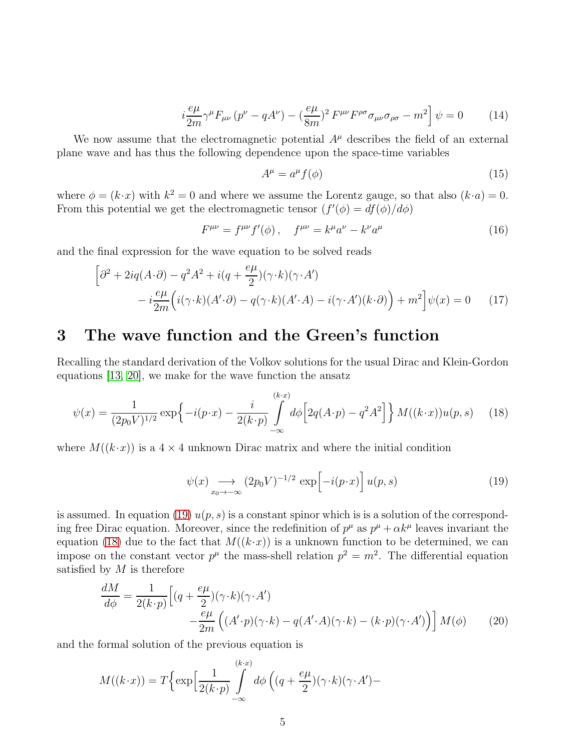$$i\frac{e\mu}{2m}\gamma^\mu F_{\mu\nu}\,(p^\nu - qA^\nu) - (\frac{e\mu}{8m})^2\, F^{\mu\nu}F^{\rho\sigma}\sigma_{\mu\nu}\sigma_{\rho\sigma} - m^2\Big]\,\psi = 0 \qquad (14)$$

We now assume that the electromagnetic potential $A^\mu$ describes the field of an external plane wave and has thus the following dependence upon the space-time variables

$$A^\mu = a^\mu f(\phi) \qquad (15)$$

where $\phi = (k{\cdot}x)$ with $k^2 = 0$ and where we assume the Lorentz gauge, so that also $(k{\cdot}a) = 0$. From this potential we get the electromagnetic tensor ($f'(\phi) = df(\phi)/d\phi$)

$$F^{\mu\nu} = f^{\mu\nu} f'(\phi)\,, \quad f^{\mu\nu} = k^\mu a^\nu - k^\nu a^\mu \qquad (16)$$

and the final expression for the wave equation to be solved reads

$$\Big[\partial^2 + 2iq(A{\cdot}\partial) - q^2A^2 + i(q + \frac{e\mu}{2})(\gamma{\cdot}k)(\gamma{\cdot}A') \\ - i\frac{e\mu}{2m}\Big(i(\gamma{\cdot}k)(A'{\cdot}\partial) - q(\gamma{\cdot}k)(A'{\cdot}A) - i(\gamma{\cdot}A')(k{\cdot}\partial)\Big) + m^2\Big]\psi(x) = 0 \qquad (17)$$

# 3 The wave function and the Green's function

Recalling the standard derivation of the Volkov solutions for the usual Dirac and Klein-Gordon equations [13, 20], we make for the wave function the ansatz

$$\psi(x) = \frac{1}{(2p_0V)^{1/2}}\exp\Big\{-i(p{\cdot}x) - \frac{i}{2(k{\cdot}p)}\int_{-\infty}^{(k\cdot x)} d\phi\Big[2q(A{\cdot}p) - q^2A^2\Big]\Big\}\,M((k{\cdot}x))u(p,s) \qquad (18)$$

where $M((k{\cdot}x))$ is a $4\times 4$ unknown Dirac matrix and where the initial condition

$$\psi(x) \underset{x_0\to -\infty}{\longrightarrow} (2p_0V)^{-1/2}\,\exp\Big[-i(p{\cdot}x)\Big]\,u(p,s) \qquad (19)$$

is assumed. In equation (19) $u(p,s)$ is a constant spinor which is is a solution of the corresponding free Dirac equation. Moreover, since the redefinition of $p^\mu$ as $p^\mu + \alpha k^\mu$ leaves invariant the equation (18) due to the fact that $M((k{\cdot}x))$ is a unknown function to be determined, we can impose on the constant vector $p^\mu$ the mass-shell relation $p^2 = m^2$. The differential equation satisfied by $M$ is therefore

$$\frac{dM}{d\phi} = \frac{1}{2(k{\cdot}p)}\Big[(q + \frac{e\mu}{2})(\gamma{\cdot}k)(\gamma{\cdot}A') \\ - \frac{e\mu}{2m}\Big((A'{\cdot}p)(\gamma{\cdot}k) - q(A'{\cdot}A)(\gamma{\cdot}k) - (k{\cdot}p)(\gamma{\cdot}A')\Big)\Big]\,M(\phi) \qquad (20)$$

and the formal solution of the previous equation is

$$M((k{\cdot}x)) = T\Big\{\exp\Big[\frac{1}{2(k{\cdot}p)}\int_{-\infty}^{(k\cdot x)} d\phi\,\Big((q + \frac{e\mu}{2})(\gamma{\cdot}k)(\gamma{\cdot}A') -$$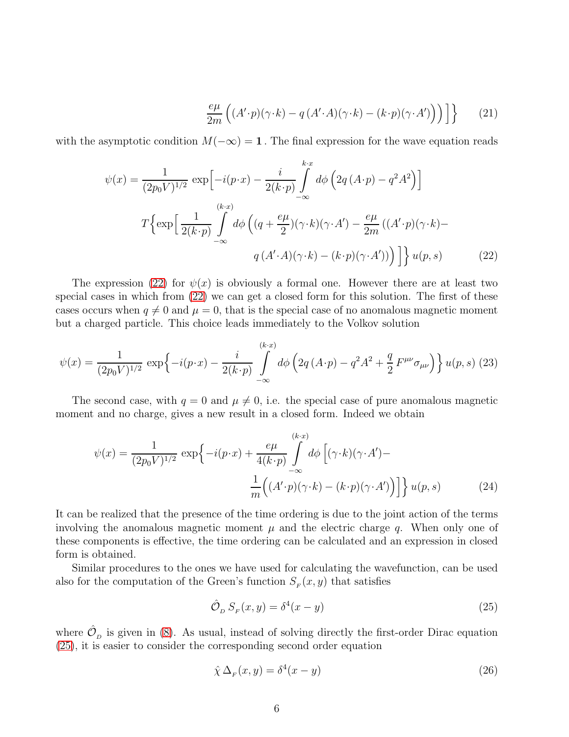$$\frac{e\mu}{2m}\Big((A'\cdot p)(\gamma\cdot k) - q\,(A'\cdot A)(\gamma\cdot k) - (k\cdot p)(\gamma\cdot A')\Big)\Big]\Big\} \tag{21}$$

with the asymptotic condition $M(-\infty) = \mathbf{1}$. The final expression for the wave equation reads

$$\psi(x) = \frac{1}{(2p_0 V)^{1/2}}\,\exp\Big[-i(p\cdot x) - \frac{i}{2(k\cdot p)}\int_{-\infty}^{k\cdot x} d\phi\,\Big(2q\,(A\cdot p) - q^2 A^2\Big)\Big]$$
$$T\Big\{\exp\Big[\frac{1}{2(k\cdot p)}\int_{-\infty}^{(k\cdot x)} d\phi\,\Big((q+\frac{e\mu}{2})(\gamma\cdot k)(\gamma\cdot A') - \frac{e\mu}{2m}\,((A'\cdot p)(\gamma\cdot k)-$$
$$q\,(A'\cdot A)(\gamma\cdot k) - (k\cdot p)(\gamma\cdot A'))\Big)\Big]\Big\}\,u(p,s) \tag{22}$$

The expression (22) for $\psi(x)$ is obviously a formal one. However there are at least two special cases in which from (22) we can get a closed form for this solution. The first of these cases occurs when $q \neq 0$ and $\mu = 0$, that is the special case of no anomalous magnetic moment but a charged particle. This choice leads immediately to the Volkov solution

$$\psi(x) = \frac{1}{(2p_0 V)^{1/2}}\,\exp\Big\{-i(p\cdot x) - \frac{i}{2(k\cdot p)}\int_{-\infty}^{(k\cdot x)} d\phi\,\Big(2q\,(A\cdot p) - q^2 A^2 + \frac{q}{2}\,F^{\mu\nu}\sigma_{\mu\nu}\Big)\Big\}\,u(p,s) \tag{23}$$

The second case, with $q = 0$ and $\mu \neq 0$, i.e. the special case of pure anomalous magnetic moment and no charge, gives a new result in a closed form. Indeed we obtain

$$\psi(x) = \frac{1}{(2p_0 V)^{1/2}}\,\exp\Big\{-i(p\cdot x) + \frac{e\mu}{4(k\cdot p)}\int_{-\infty}^{(k\cdot x)} d\phi\,\Big[(\gamma\cdot k)(\gamma\cdot A')-$$
$$\frac{1}{m}\Big((A'\cdot p)(\gamma\cdot k) - (k\cdot p)(\gamma\cdot A')\Big)\Big]\Big\}\,u(p,s) \tag{24}$$

It can be realized that the presence of the time ordering is due to the joint action of the terms involving the anomalous magnetic moment $\mu$ and the electric charge $q$. When only one of these components is effective, the time ordering can be calculated and an expression in closed form is obtained.

Similar procedures to the ones we have used for calculating the wavefunction, can be used also for the computation of the Green's function $S_F(x,y)$ that satisfies

$$\hat{\mathcal{O}}_D\, S_F(x,y) = \delta^4(x-y) \tag{25}$$

where $\hat{\mathcal{O}}_D$ is given in (8). As usual, instead of solving directly the first-order Dirac equation (25), it is easier to consider the corresponding second order equation

$$\hat{\chi}\,\Delta_F(x,y) = \delta^4(x-y) \tag{26}$$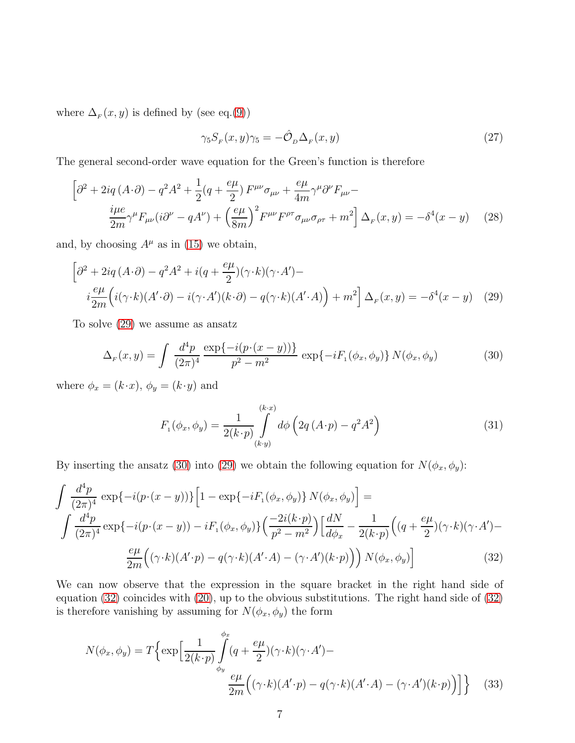where $\Delta_{_F}(x,y)$ is defined by (see eq.(9))

$$\gamma_5 S_{_F}(x,y)\gamma_5 = -\hat{\mathcal{O}}_{_D}\Delta_{_F}(x,y) \tag{27}$$

The general second-order wave equation for the Green's function is therefore

$$\Big[\partial^2 + 2iq\,(A\cdot\partial) - q^2A^2 + \frac{1}{2}(q+\frac{e\mu}{2})\,F^{\mu\nu}\sigma_{\mu\nu} + \frac{e\mu}{4m}\gamma^\mu\partial^\nu F_{\mu\nu} - \\ \frac{i\mu e}{2m}\gamma^\mu F_{\mu\nu}(i\partial^\nu - qA^\nu) + \Big(\frac{e\mu}{8m}\Big)^2 F^{\mu\nu}F^{\rho\tau}\sigma_{\mu\nu}\sigma_{\rho\tau} + m^2\Big]\,\Delta_{_F}(x,y) = -\delta^4(x-y) \tag{28}$$

and, by choosing $A^\mu$ as in (15) we obtain,

$$\Big[\partial^2 + 2iq\,(A\cdot\partial) - q^2A^2 + i(q+\frac{e\mu}{2})(\gamma\cdot k)(\gamma\cdot A') - \\ i\frac{e\mu}{2m}\Big(i(\gamma\cdot k)(A'\cdot\partial) - i(\gamma\cdot A')(k\cdot\partial) - q(\gamma\cdot k)(A'\cdot A)\Big) + m^2\Big]\,\Delta_{_F}(x,y) = -\delta^4(x-y) \tag{29}$$

To solve (29) we assume as ansatz

$$\Delta_{_F}(x,y) = \int \frac{d^4p}{(2\pi)^4}\,\frac{\exp\{-i(p\cdot(x-y))\}}{p^2-m^2}\,\exp\{-iF_{_1}(\phi_x,\phi_y)\}\,N(\phi_x,\phi_y) \tag{30}$$

where $\phi_x = (k\cdot x)$, $\phi_y = (k\cdot y)$ and

$$F_{_1}(\phi_x,\phi_y) = \frac{1}{2(k\cdot p)}\int_{(k\cdot y)}^{(k\cdot x)} d\phi\,\Big(2q\,(A\cdot p) - q^2A^2\Big) \tag{31}$$

By inserting the ansatz (30) into (29) we obtain the following equation for $N(\phi_x,\phi_y)$:

$$\int \frac{d^4p}{(2\pi)^4}\,\exp\{-i(p\cdot(x-y))\}\Big[1 - \exp\{-iF_{_1}(\phi_x,\phi_y)\}\,N(\phi_x,\phi_y)\Big] = \\ \int \frac{d^4p}{(2\pi)^4}\exp\{-i(p\cdot(x-y)) - iF_{_1}(\phi_x,\phi_y)\}\Big(\frac{-2i(k\cdot p)}{p^2-m^2}\Big)\Big[\frac{dN}{d\phi_x} - \frac{1}{2(k\cdot p)}\Big((q+\frac{e\mu}{2})(\gamma\cdot k)(\gamma\cdot A') - \\ \frac{e\mu}{2m}\Big((\gamma\cdot k)(A'\cdot p) - q(\gamma\cdot k)(A'\cdot A) - (\gamma\cdot A')(k\cdot p)\Big)\Big)\,N(\phi_x,\phi_y)\Big] \tag{32}$$

We can now observe that the expression in the square bracket in the right hand side of equation (32) coincides with (20), up to the obvious substitutions. The right hand side of (32) is therefore vanishing by assuming for $N(\phi_x,\phi_y)$ the form

$$N(\phi_x,\phi_y) = T\Big\{\exp\Big[\frac{1}{2(k\cdot p)}\int_{\phi_y}^{\phi_x}(q+\frac{e\mu}{2})(\gamma\cdot k)(\gamma\cdot A') - \\ \frac{e\mu}{2m}\Big((\gamma\cdot k)(A'\cdot p) - q(\gamma\cdot k)(A'\cdot A) - (\gamma\cdot A')(k\cdot p)\Big)\Big]\Big\} \tag{33}$$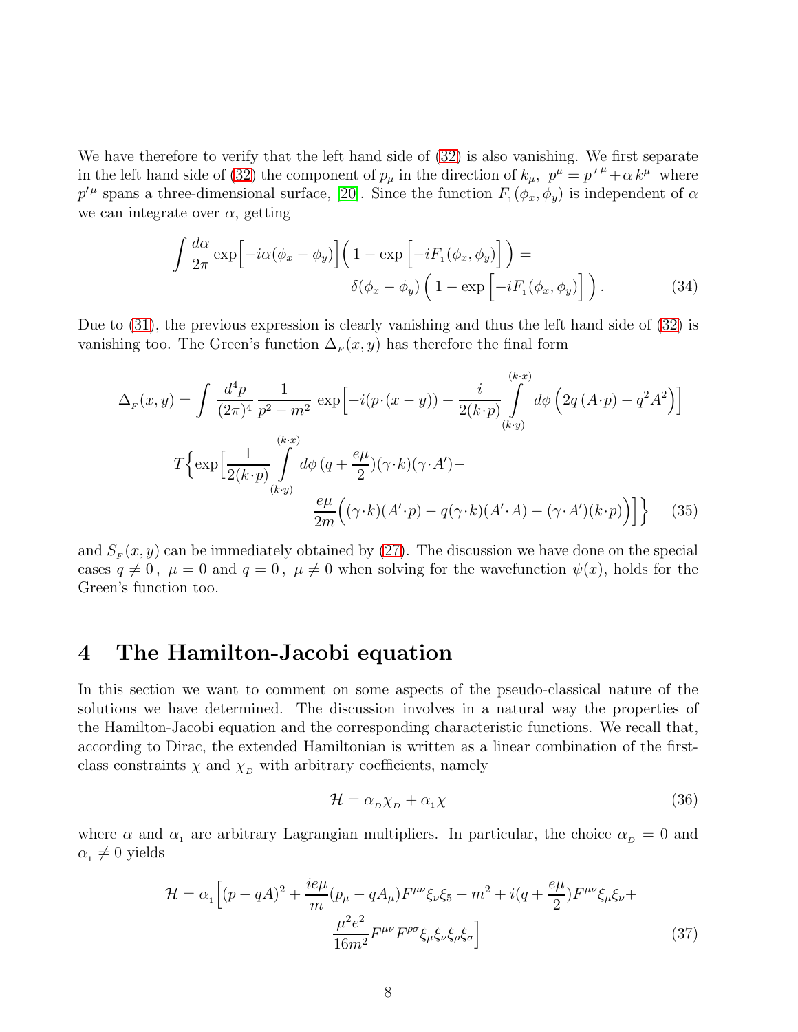We have therefore to verify that the left hand side of (32) is also vanishing. We first separate in the left hand side of (32) the component of $p_\mu$ in the direction of $k_\mu$, $p^\mu = p'^{\,\mu} + \alpha\, k^\mu$ where $p'^{\mu}$ spans a three-dimensional surface, [20]. Since the function $F_{_1}(\phi_x, \phi_y)$ is independent of $\alpha$ we can integrate over $\alpha$, getting

$$
\int \frac{d\alpha}{2\pi} \exp\Big[-i\alpha(\phi_x - \phi_y)\Big]\Big(\,1 - \exp\Big[-iF_{_1}(\phi_x, \phi_y)\Big]\,\Big) = \\
\delta(\phi_x - \phi_y)\,\Big(\,1 - \exp\Big[-iF_{_1}(\phi_x, \phi_y)\Big]\,\Big)\,. \tag{34}
$$

Due to (31), the previous expression is clearly vanishing and thus the left hand side of (32) is vanishing too. The Green's function $\Delta_{_F}(x, y)$ has therefore the final form

$$
\Delta_{_F}(x,y) = \int \frac{d^4p}{(2\pi)^4}\,\frac{1}{p^2 - m^2}\,\exp\Big[-i(p\cdot(x-y)) - \frac{i}{2(k\cdot p)}\int\limits_{(k\cdot y)}^{(k\cdot x)} d\phi\,\Big(2q\,(A\cdot p) - q^2A^2\Big)\Big]
$$
$$
T\Big\{\exp\Big[\frac{1}{2(k\cdot p)}\int\limits_{(k\cdot y)}^{(k\cdot x)} d\phi\,(q + \frac{e\mu}{2})(\gamma\cdot k)(\gamma\cdot A') -
$$
$$
\frac{e\mu}{2m}\Big((\gamma\cdot k)(A'\cdot p) - q(\gamma\cdot k)(A'\cdot A) - (\gamma\cdot A')(k\cdot p)\Big)\Big]\Big\} \tag{35}
$$

and $S_{_F}(x, y)$ can be immediately obtained by (27). The discussion we have done on the special cases $q \neq 0\,,\ \mu = 0$ and $q = 0\,,\ \mu \neq 0$ when solving for the wavefunction $\psi(x)$, holds for the Green's function too.

# 4 The Hamilton-Jacobi equation

In this section we want to comment on some aspects of the pseudo-classical nature of the solutions we have determined. The discussion involves in a natural way the properties of the Hamilton-Jacobi equation and the corresponding characteristic functions. We recall that, according to Dirac, the extended Hamiltonian is written as a linear combination of the first-class constraints $\chi$ and $\chi_{_D}$ with arbitrary coefficients, namely

$$
\mathcal{H} = \alpha_{_D}\chi_{_D} + \alpha_{_1}\chi \tag{36}
$$

where $\alpha$ and $\alpha_{_1}$ are arbitrary Lagrangian multipliers. In particular, the choice $\alpha_{_D} = 0$ and $\alpha_{_1} \neq 0$ yields

$$
\mathcal{H} = \alpha_{_1}\Big[(p - qA)^2 + \frac{ie\mu}{m}(p_\mu - qA_\mu)F^{\mu\nu}\xi_\nu\xi_5 - m^2 + i(q + \frac{e\mu}{2})F^{\mu\nu}\xi_\mu\xi_\nu +
$$
$$
\frac{\mu^2e^2}{16m^2}F^{\mu\nu}F^{\rho\sigma}\xi_\mu\xi_\nu\xi_\rho\xi_\sigma\Big] \tag{37}
$$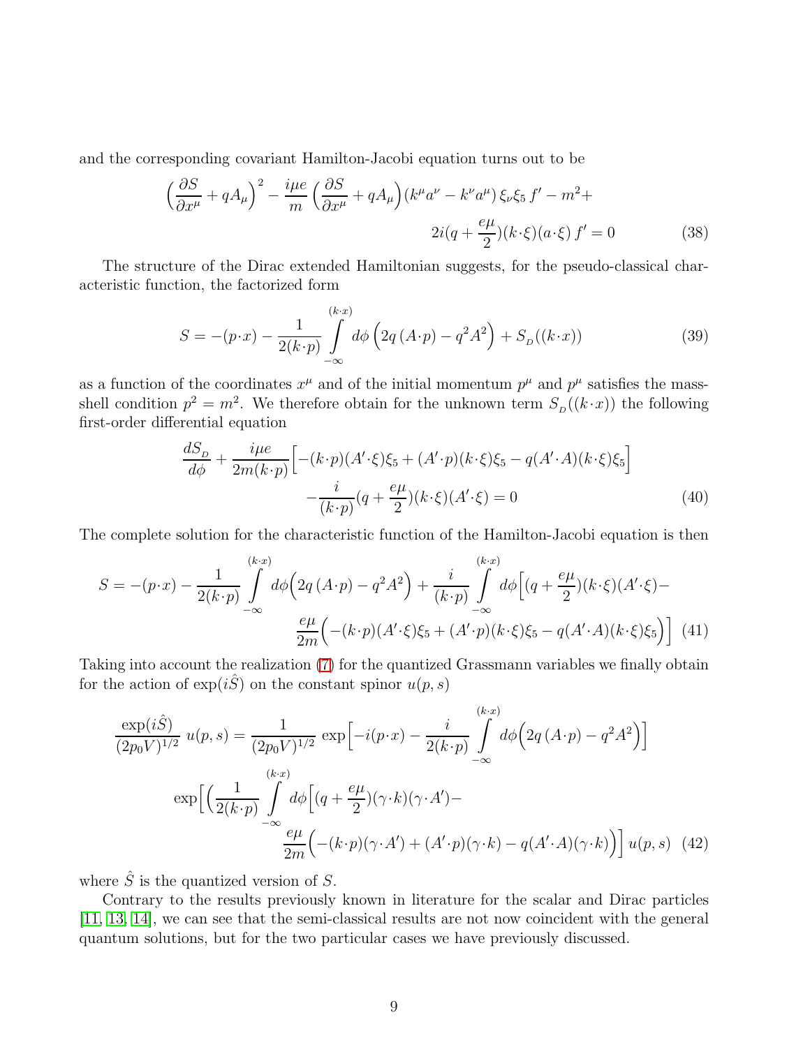and the corresponding covariant Hamilton-Jacobi equation turns out to be

$$
\Big(\frac{\partial S}{\partial x^\mu} + qA_\mu\Big)^2 - \frac{i\mu e}{m}\Big(\frac{\partial S}{\partial x^\mu} + qA_\mu\Big)(k^\mu a^\nu - k^\nu a^\mu)\,\xi_\nu \xi_5\, f' - m^2 + 2i(q + \frac{e\mu}{2})(k\cdot\xi)(a\cdot\xi)\, f' = 0 \tag{38}
$$

The structure of the Dirac extended Hamiltonian suggests, for the pseudo-classical characteristic function, the factorized form

$$
S = -(p\cdot x) - \frac{1}{2(k\cdot p)} \int_{-\infty}^{(k\cdot x)} d\phi\,\Big(2q\,(A\cdot p) - q^2 A^2\Big) + S_{_D}((k\cdot x)) \tag{39}
$$

as a function of the coordinates $x^\mu$ and of the initial momentum $p^\mu$ and $p^\mu$ satisfies the mass-shell condition $p^2 = m^2$. We therefore obtain for the unknown term $S_{_D}((k\cdot x))$ the following first-order differential equation

$$
\frac{dS_{_D}}{d\phi} + \frac{i\mu e}{2m(k\cdot p)}\Big[-(k\cdot p)(A'\cdot\xi)\xi_5 + (A'\cdot p)(k\cdot\xi)\xi_5 - q(A'\cdot A)(k\cdot\xi)\xi_5\Big] - \frac{i}{(k\cdot p)}(q + \frac{e\mu}{2})(k\cdot\xi)(A'\cdot\xi) = 0 \tag{40}
$$

The complete solution for the characteristic function of the Hamilton-Jacobi equation is then

$$
S = -(p\cdot x) - \frac{1}{2(k\cdot p)} \int_{-\infty}^{(k\cdot x)} d\phi\Big(2q\,(A\cdot p) - q^2 A^2\Big) + \frac{i}{(k\cdot p)} \int_{-\infty}^{(k\cdot x)} d\phi\Big[(q + \frac{e\mu}{2})(k\cdot\xi)(A'\cdot\xi) - \frac{e\mu}{2m}\Big(-(k\cdot p)(A'\cdot\xi)\xi_5 + (A'\cdot p)(k\cdot\xi)\xi_5 - q(A'\cdot A)(k\cdot\xi)\xi_5\Big)\Big] \tag{41}
$$

Taking into account the realization (7) for the quantized Grassmann variables we finally obtain for the action of $\exp(i\hat{S})$ on the constant spinor $u(p,s)$

$$
\frac{\exp(i\hat{S})}{(2p_0 V)^{1/2}}\, u(p,s) = \frac{1}{(2p_0 V)^{1/2}}\, \exp\Big[-i(p\cdot x) - \frac{i}{2(k\cdot p)} \int_{-\infty}^{(k\cdot x)} d\phi\Big(2q\,(A\cdot p) - q^2 A^2\Big)\Big]
\exp\Big[\Big(\frac{1}{2(k\cdot p)} \int_{-\infty}^{(k\cdot x)} d\phi\Big[(q + \frac{e\mu}{2})(\gamma\cdot k)(\gamma\cdot A') - \frac{e\mu}{2m}\Big(-(k\cdot p)(\gamma\cdot A') + (A'\cdot p)(\gamma\cdot k) - q(A'\cdot A)(\gamma\cdot k)\Big)\Big]\, u(p,s) \tag{42}
$$

where $\hat{S}$ is the quantized version of $S$.

Contrary to the results previously known in literature for the scalar and Dirac particles [11, 13, 14], we can see that the semi-classical results are not now coincident with the general quantum solutions, but for the two particular cases we have previously discussed.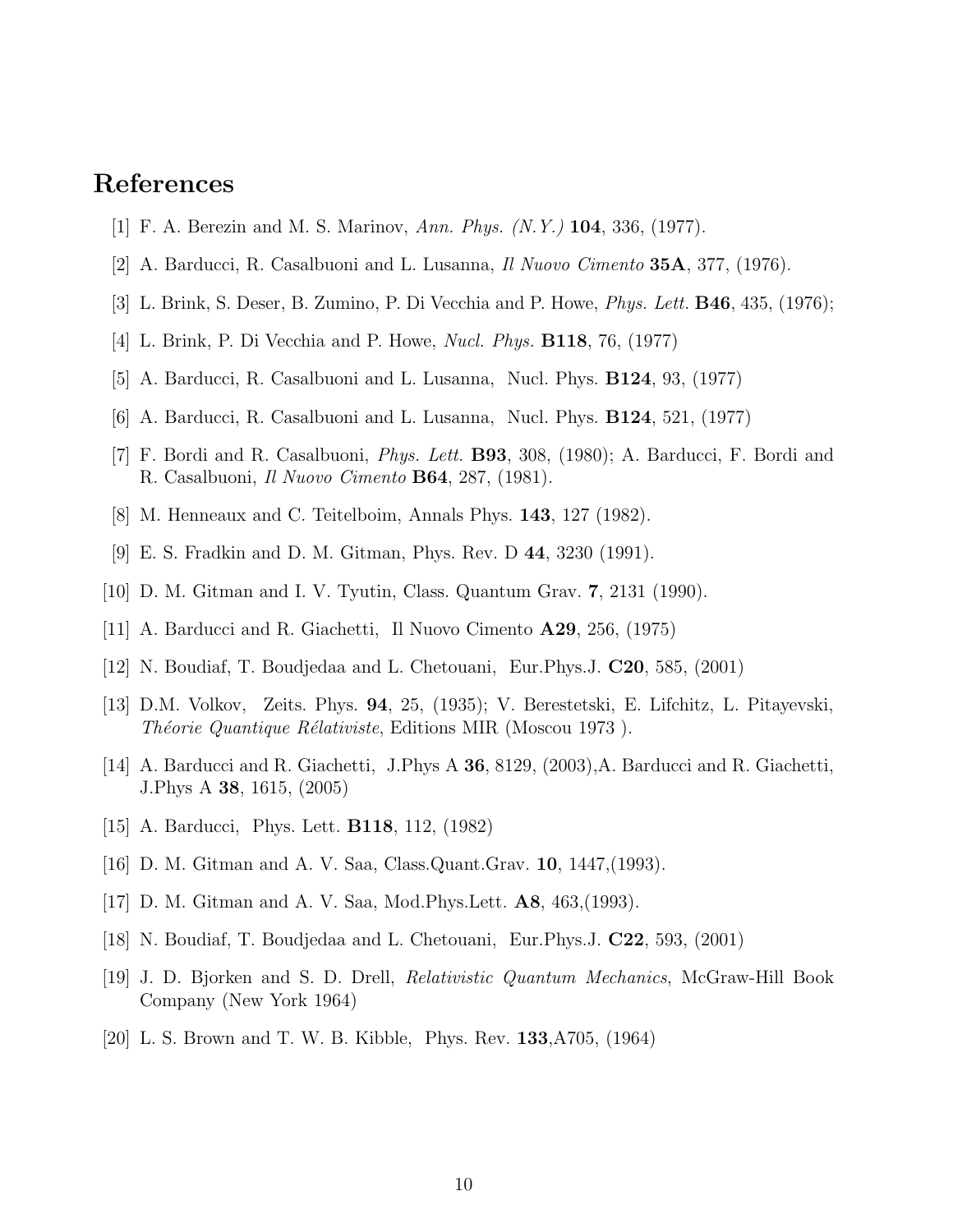# References

[1] F. A. Berezin and M. S. Marinov, *Ann. Phys. (N.Y.)* **104**, 336, (1977).

[2] A. Barducci, R. Casalbuoni and L. Lusanna, *Il Nuovo Cimento* **35A**, 377, (1976).

[3] L. Brink, S. Deser, B. Zumino, P. Di Vecchia and P. Howe, *Phys. Lett.* **B46**, 435, (1976);

[4] L. Brink, P. Di Vecchia and P. Howe, *Nucl. Phys.* **B118**, 76, (1977)

[5] A. Barducci, R. Casalbuoni and L. Lusanna, Nucl. Phys. **B124**, 93, (1977)

[6] A. Barducci, R. Casalbuoni and L. Lusanna, Nucl. Phys. **B124**, 521, (1977)

[7] F. Bordi and R. Casalbuoni, *Phys. Lett.* **B93**, 308, (1980); A. Barducci, F. Bordi and R. Casalbuoni, *Il Nuovo Cimento* **B64**, 287, (1981).

[8] M. Henneaux and C. Teitelboim, Annals Phys. **143**, 127 (1982).

[9] E. S. Fradkin and D. M. Gitman, Phys. Rev. D **44**, 3230 (1991).

[10] D. M. Gitman and I. V. Tyutin, Class. Quantum Grav. **7**, 2131 (1990).

[11] A. Barducci and R. Giachetti, Il Nuovo Cimento **A29**, 256, (1975)

[12] N. Boudiaf, T. Boudjedaa and L. Chetouani, Eur.Phys.J. **C20**, 585, (2001)

[13] D.M. Volkov, Zeits. Phys. **94**, 25, (1935); V. Berestetski, E. Lifchitz, L. Pitayevski, *Théorie Quantique Rélativiste*, Editions MIR (Moscou 1973 ).

[14] A. Barducci and R. Giachetti, J.Phys A **36**, 8129, (2003),A. Barducci and R. Giachetti, J.Phys A **38**, 1615, (2005)

[15] A. Barducci, Phys. Lett. **B118**, 112, (1982)

[16] D. M. Gitman and A. V. Saa, Class.Quant.Grav. **10**, 1447,(1993).

[17] D. M. Gitman and A. V. Saa, Mod.Phys.Lett. **A8**, 463,(1993).

[18] N. Boudiaf, T. Boudjedaa and L. Chetouani, Eur.Phys.J. **C22**, 593, (2001)

[19] J. D. Bjorken and S. D. Drell, *Relativistic Quantum Mechanics*, McGraw-Hill Book Company (New York 1964)

[20] L. S. Brown and T. W. B. Kibble, Phys. Rev. **133**,A705, (1964)